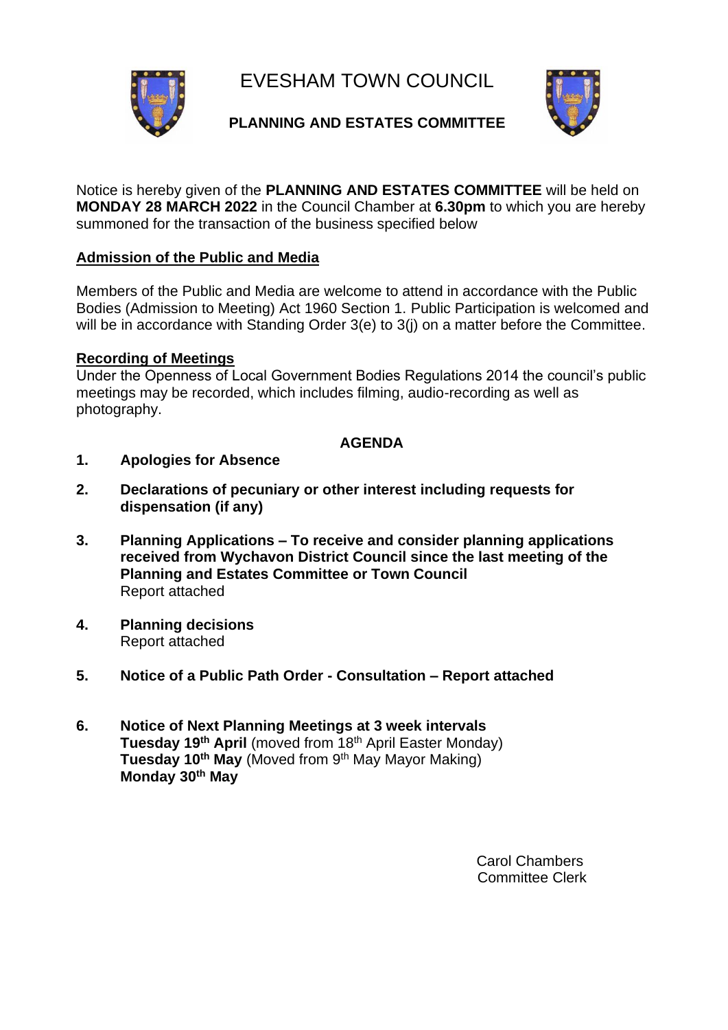# EVESHAM TOWN COUNCIL

## PLANNING AND ESTATES COMMITTEE

Notice is hereby given of the **PLANNING AND ESTATES COMMITTEE** will be held on **MONDAY 28 MARCH 2022** in the Council Chamber at **6.30pm** to which you are hereby summoned for the transaction of the business specified below

**Admission of the Public and Media**

Members of the Public and Media are welcome to attend in accordance with the Public Bodies (Admission to Meeting) Act 1960 Section 1. Public Participation is welcomed and will be in accordance with Standing Order 3(e) to 3(j) on a matter before the Committee.

**Recording of Meetings**

Under the Openness of Local Government Bodies Regulations 2014 the council's public meetings may be recorded, which includes filming, audio-recording as well as photography.

**AGENDA**

1. **Apologies for Absence**

2. **Declarations of pecuniary or other interest including requests for dispensation (if any)**

3. **Planning Applications – To receive and consider planning applications received from Wychavon District Council since the last meeting of the Planning and Estates Committee or Town Council**
   Report attached

4. **Planning decisions**
   Report attached

5. **Notice of a Public Path Order - Consultation – Report attached**

6. **Notice of Next Planning Meetings at 3 week intervals**
   **Tuesday 19th April** (moved from 18th April Easter Monday)
   **Tuesday 10th May** (Moved from 9th May Mayor Making)
   **Monday 30th May**

Carol Chambers
Committee Clerk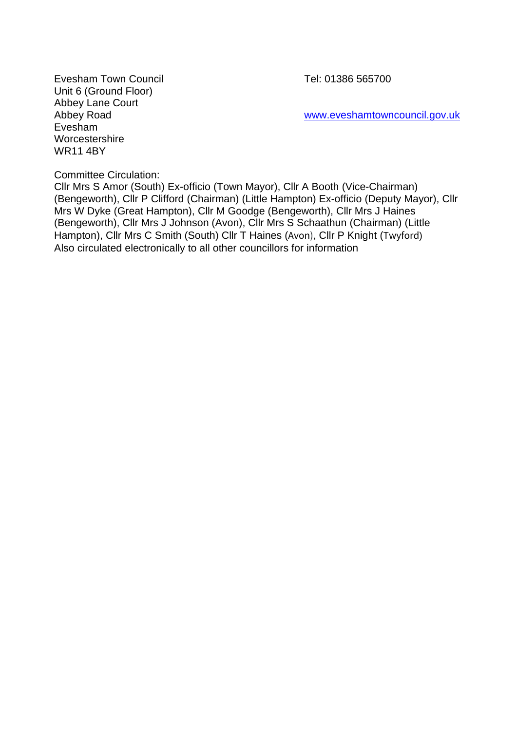Evesham Town Council
Unit 6 (Ground Floor)
Abbey Lane Court
Abbey Road
Evesham
Worcestershire
WR11 4BY

Tel: 01386 565700

www.eveshamtowncouncil.gov.uk

Committee Circulation:
Cllr Mrs S Amor (South) Ex-officio (Town Mayor), Cllr A Booth (Vice-Chairman) (Bengeworth), Cllr P Clifford (Chairman) (Little Hampton) Ex-officio (Deputy Mayor), Cllr Mrs W Dyke (Great Hampton), Cllr M Goodge (Bengeworth), Cllr Mrs J Haines (Bengeworth), Cllr Mrs J Johnson (Avon), Cllr Mrs S Schaathun (Chairman) (Little Hampton), Cllr Mrs C Smith (South) Cllr T Haines (Avon), Cllr P Knight (Twyford)
Also circulated electronically to all other councillors for information